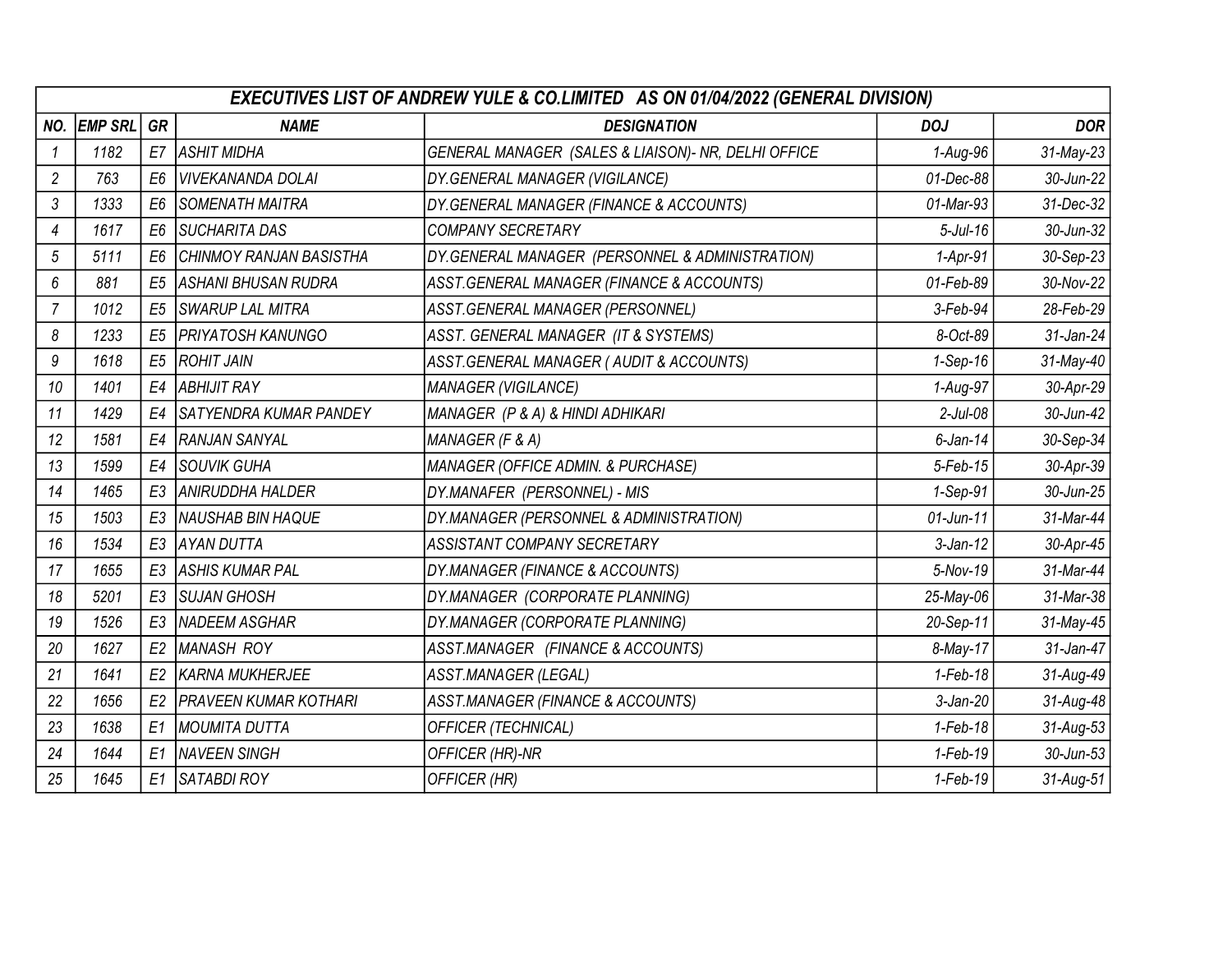| EXECUTIVES LIST OF ANDREW YULE & CO.LIMITED AS ON 01/04/2022 (GENERAL DIVISION) | | | | | | |
|---|---|---|---|---|---|---|
| NO. | EMP SRL | GR | NAME | DESIGNATION | DOJ | DOR |
| 1 | 1182 | E7 | ASHIT MIDHA | GENERAL MANAGER (SALES & LIAISON)- NR, DELHI OFFICE | 1-Aug-96 | 31-May-23 |
| 2 | 763 | E6 | VIVEKANANDA DOLAI | DY.GENERAL MANAGER (VIGILANCE) | 01-Dec-88 | 30-Jun-22 |
| 3 | 1333 | E6 | SOMENATH MAITRA | DY.GENERAL MANAGER (FINANCE & ACCOUNTS) | 01-Mar-93 | 31-Dec-32 |
| 4 | 1617 | E6 | SUCHARITA DAS | COMPANY SECRETARY | 5-Jul-16 | 30-Jun-32 |
| 5 | 5111 | E6 | CHINMOY RANJAN BASISTHA | DY.GENERAL MANAGER (PERSONNEL & ADMINISTRATION) | 1-Apr-91 | 30-Sep-23 |
| 6 | 881 | E5 | ASHANI BHUSAN RUDRA | ASST.GENERAL MANAGER (FINANCE & ACCOUNTS) | 01-Feb-89 | 30-Nov-22 |
| 7 | 1012 | E5 | SWARUP LAL MITRA | ASST.GENERAL MANAGER (PERSONNEL) | 3-Feb-94 | 28-Feb-29 |
| 8 | 1233 | E5 | PRIYATOSH KANUNGO | ASST. GENERAL MANAGER (IT & SYSTEMS) | 8-Oct-89 | 31-Jan-24 |
| 9 | 1618 | E5 | ROHIT JAIN | ASST.GENERAL MANAGER ( AUDIT & ACCOUNTS) | 1-Sep-16 | 31-May-40 |
| 10 | 1401 | E4 | ABHIJIT RAY | MANAGER (VIGILANCE) | 1-Aug-97 | 30-Apr-29 |
| 11 | 1429 | E4 | SATYENDRA KUMAR PANDEY | MANAGER (P & A) & HINDI ADHIKARI | 2-Jul-08 | 30-Jun-42 |
| 12 | 1581 | E4 | RANJAN SANYAL | MANAGER (F & A) | 6-Jan-14 | 30-Sep-34 |
| 13 | 1599 | E4 | SOUVIK GUHA | MANAGER (OFFICE ADMIN. & PURCHASE) | 5-Feb-15 | 30-Apr-39 |
| 14 | 1465 | E3 | ANIRUDDHA HALDER | DY.MANAFER (PERSONNEL) - MIS | 1-Sep-91 | 30-Jun-25 |
| 15 | 1503 | E3 | NAUSHAB BIN HAQUE | DY.MANAGER (PERSONNEL & ADMINISTRATION) | 01-Jun-11 | 31-Mar-44 |
| 16 | 1534 | E3 | AYAN DUTTA | ASSISTANT COMPANY SECRETARY | 3-Jan-12 | 30-Apr-45 |
| 17 | 1655 | E3 | ASHIS KUMAR PAL | DY.MANAGER (FINANCE & ACCOUNTS) | 5-Nov-19 | 31-Mar-44 |
| 18 | 5201 | E3 | SUJAN GHOSH | DY.MANAGER (CORPORATE PLANNING) | 25-May-06 | 31-Mar-38 |
| 19 | 1526 | E3 | NADEEM ASGHAR | DY.MANAGER (CORPORATE PLANNING) | 20-Sep-11 | 31-May-45 |
| 20 | 1627 | E2 | MANASH ROY | ASST.MANAGER (FINANCE & ACCOUNTS) | 8-May-17 | 31-Jan-47 |
| 21 | 1641 | E2 | KARNA MUKHERJEE | ASST.MANAGER (LEGAL) | 1-Feb-18 | 31-Aug-49 |
| 22 | 1656 | E2 | PRAVEEN KUMAR KOTHARI | ASST.MANAGER (FINANCE & ACCOUNTS) | 3-Jan-20 | 31-Aug-48 |
| 23 | 1638 | E1 | MOUMITA DUTTA | OFFICER (TECHNICAL) | 1-Feb-18 | 31-Aug-53 |
| 24 | 1644 | E1 | NAVEEN SINGH | OFFICER (HR)-NR | 1-Feb-19 | 30-Jun-53 |
| 25 | 1645 | E1 | SATABDI ROY | OFFICER (HR) | 1-Feb-19 | 31-Aug-51 |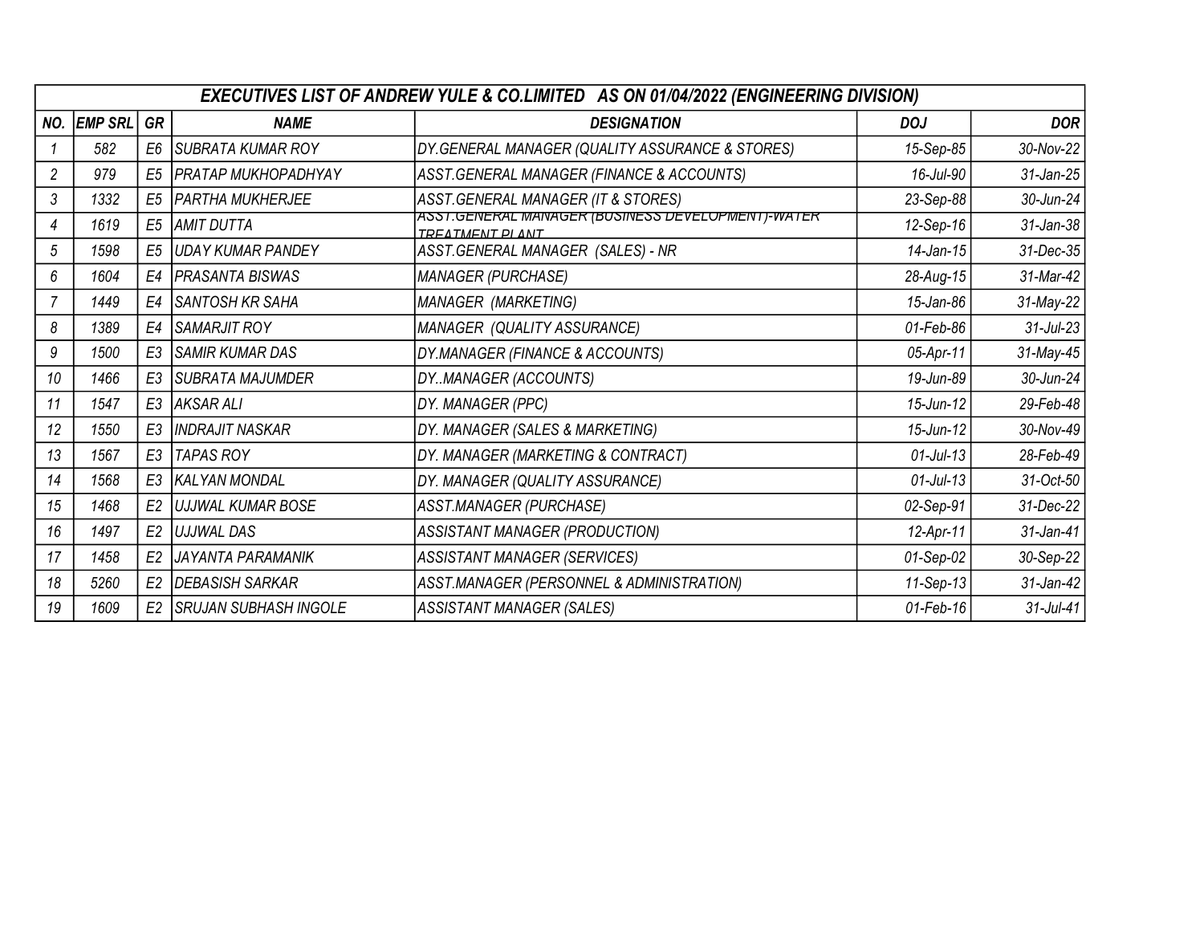| EXECUTIVES LIST OF ANDREW YULE & CO.LIMITED AS ON 01/04/2022 (ENGINEERING DIVISION) | | | | | | |
|---|---|---|---|---|---|---|
| **NO.** | **EMP SRL** | **GR** | **NAME** | **DESIGNATION** | **DOJ** | **DOR** |
| 1 | 582 | E6 | SUBRATA KUMAR ROY | DY.GENERAL MANAGER (QUALITY ASSURANCE & STORES) | 15-Sep-85 | 30-Nov-22 |
| 2 | 979 | E5 | PRATAP MUKHOPADHYAY | ASST.GENERAL MANAGER (FINANCE & ACCOUNTS) | 16-Jul-90 | 31-Jan-25 |
| 3 | 1332 | E5 | PARTHA MUKHERJEE | ASST.GENERAL MANAGER (IT & STORES) | 23-Sep-88 | 30-Jun-24 |
| 4 | 1619 | E5 | AMIT DUTTA | ASST.GENERAL MANAGER (BUSINESS DEVELOPMENT)-WATER TREATMENT PLANT | 12-Sep-16 | 31-Jan-38 |
| 5 | 1598 | E5 | UDAY KUMAR PANDEY | ASST.GENERAL MANAGER (SALES) - NR | 14-Jan-15 | 31-Dec-35 |
| 6 | 1604 | E4 | PRASANTA BISWAS | MANAGER (PURCHASE) | 28-Aug-15 | 31-Mar-42 |
| 7 | 1449 | E4 | SANTOSH KR SAHA | MANAGER (MARKETING) | 15-Jan-86 | 31-May-22 |
| 8 | 1389 | E4 | SAMARJIT ROY | MANAGER (QUALITY ASSURANCE) | 01-Feb-86 | 31-Jul-23 |
| 9 | 1500 | E3 | SAMIR KUMAR DAS | DY.MANAGER (FINANCE & ACCOUNTS) | 05-Apr-11 | 31-May-45 |
| 10 | 1466 | E3 | SUBRATA MAJUMDER | DY..MANAGER (ACCOUNTS) | 19-Jun-89 | 30-Jun-24 |
| 11 | 1547 | E3 | AKSAR ALI | DY. MANAGER (PPC) | 15-Jun-12 | 29-Feb-48 |
| 12 | 1550 | E3 | INDRAJIT NASKAR | DY. MANAGER (SALES & MARKETING) | 15-Jun-12 | 30-Nov-49 |
| 13 | 1567 | E3 | TAPAS ROY | DY. MANAGER (MARKETING & CONTRACT) | 01-Jul-13 | 28-Feb-49 |
| 14 | 1568 | E3 | KALYAN MONDAL | DY. MANAGER (QUALITY ASSURANCE) | 01-Jul-13 | 31-Oct-50 |
| 15 | 1468 | E2 | UJJWAL KUMAR BOSE | ASST.MANAGER (PURCHASE) | 02-Sep-91 | 31-Dec-22 |
| 16 | 1497 | E2 | UJJWAL DAS | ASSISTANT MANAGER (PRODUCTION) | 12-Apr-11 | 31-Jan-41 |
| 17 | 1458 | E2 | JAYANTA PARAMANIK | ASSISTANT MANAGER (SERVICES) | 01-Sep-02 | 30-Sep-22 |
| 18 | 5260 | E2 | DEBASISH SARKAR | ASST.MANAGER (PERSONNEL & ADMINISTRATION) | 11-Sep-13 | 31-Jan-42 |
| 19 | 1609 | E2 | SRUJAN SUBHASH INGOLE | ASSISTANT MANAGER (SALES) | 01-Feb-16 | 31-Jul-41 |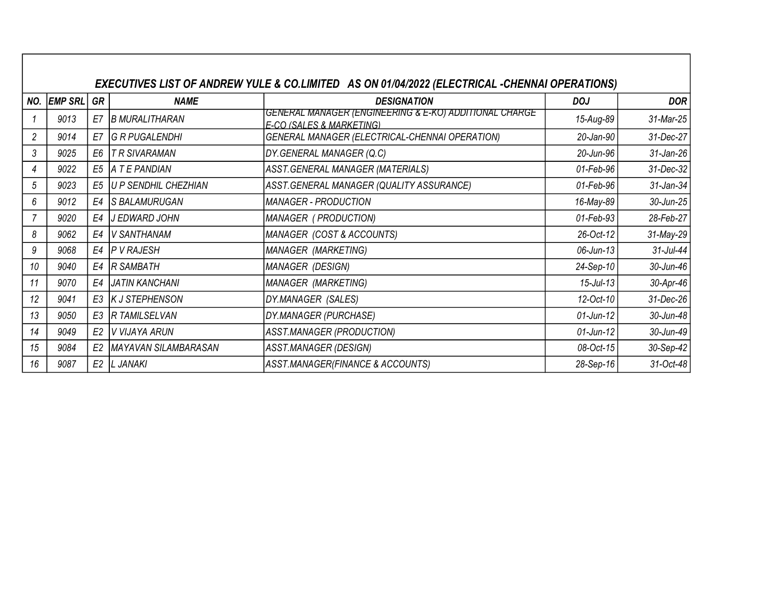### *EXECUTIVES LIST OF ANDREW YULE & CO.LIMITED AS ON 01/04/2022 (ELECTRICAL -CHENNAI OPERATIONS)*

| NO. | EMP SRL | GR | NAME | DESIGNATION | DOJ | DOR |
|---|---|---|---|---|---|---|
| 1 | 9013 | E7 | B MURALITHARAN | GENERAL MANAGER (ENGINEERING & E-KO) ADDITIONAL CHARGE E-CO (SALES & MARKETING) | 15-Aug-89 | 31-Mar-25 |
| 2 | 9014 | E7 | G R PUGALENDHI | GENERAL MANAGER (ELECTRICAL-CHENNAI OPERATION) | 20-Jan-90 | 31-Dec-27 |
| 3 | 9025 | E6 | T R SIVARAMAN | DY.GENERAL MANAGER (Q.C) | 20-Jun-96 | 31-Jan-26 |
| 4 | 9022 | E5 | A T E PANDIAN | ASST.GENERAL MANAGER (MATERIALS) | 01-Feb-96 | 31-Dec-32 |
| 5 | 9023 | E5 | U P SENDHIL CHEZHIAN | ASST.GENERAL MANAGER (QUALITY ASSURANCE) | 01-Feb-96 | 31-Jan-34 |
| 6 | 9012 | E4 | S BALAMURUGAN | MANAGER - PRODUCTION | 16-May-89 | 30-Jun-25 |
| 7 | 9020 | E4 | J EDWARD JOHN | MANAGER ( PRODUCTION) | 01-Feb-93 | 28-Feb-27 |
| 8 | 9062 | E4 | V SANTHANAM | MANAGER (COST & ACCOUNTS) | 26-Oct-12 | 31-May-29 |
| 9 | 9068 | E4 | P V RAJESH | MANAGER (MARKETING) | 06-Jun-13 | 31-Jul-44 |
| 10 | 9040 | E4 | R SAMBATH | MANAGER (DESIGN) | 24-Sep-10 | 30-Jun-46 |
| 11 | 9070 | E4 | JATIN KANCHANI | MANAGER (MARKETING) | 15-Jul-13 | 30-Apr-46 |
| 12 | 9041 | E3 | K J STEPHENSON | DY.MANAGER (SALES) | 12-Oct-10 | 31-Dec-26 |
| 13 | 9050 | E3 | R TAMILSELVAN | DY.MANAGER (PURCHASE) | 01-Jun-12 | 30-Jun-48 |
| 14 | 9049 | E2 | V VIJAYA ARUN | ASST.MANAGER (PRODUCTION) | 01-Jun-12 | 30-Jun-49 |
| 15 | 9084 | E2 | MAYAVAN SILAMBARASAN | ASST.MANAGER (DESIGN) | 08-Oct-15 | 30-Sep-42 |
| 16 | 9087 | E2 | L JANAKI | ASST.MANAGER(FINANCE & ACCOUNTS) | 28-Sep-16 | 31-Oct-48 |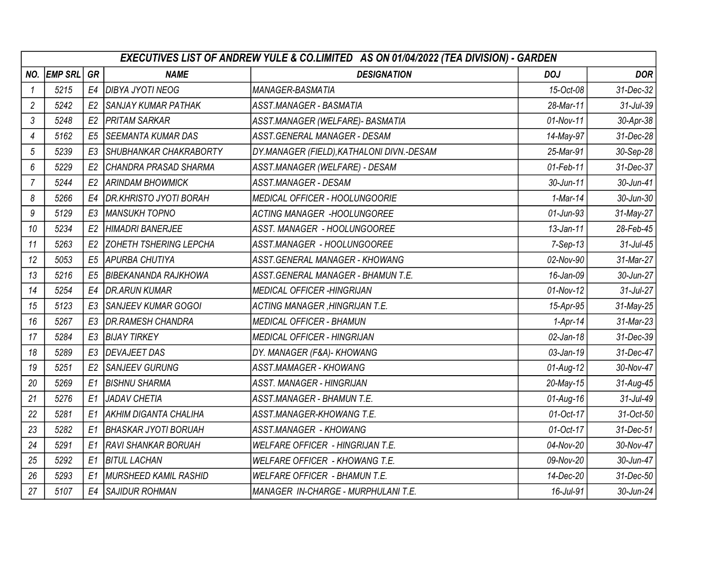| EXECUTIVES LIST OF ANDREW YULE & CO.LIMITED AS ON 01/04/2022 (TEA DIVISION) - GARDEN | | | | | | |
|---|---|---|---|---|---|---|
| NO. | EMP SRL | GR | NAME | DESIGNATION | DOJ | DOR |
| 1 | 5215 | E4 | DIBYA JYOTI NEOG | MANAGER-BASMATIA | 15-Oct-08 | 31-Dec-32 |
| 2 | 5242 | E2 | SANJAY KUMAR PATHAK | ASST.MANAGER - BASMATIA | 28-Mar-11 | 31-Jul-39 |
| 3 | 5248 | E2 | PRITAM SARKAR | ASST.MANAGER (WELFARE)- BASMATIA | 01-Nov-11 | 30-Apr-38 |
| 4 | 5162 | E5 | SEEMANTA KUMAR DAS | ASST.GENERAL MANAGER - DESAM | 14-May-97 | 31-Dec-28 |
| 5 | 5239 | E3 | SHUBHANKAR CHAKRABORTY | DY.MANAGER (FIELD),KATHALONI DIVN.-DESAM | 25-Mar-91 | 30-Sep-28 |
| 6 | 5229 | E2 | CHANDRA PRASAD SHARMA | ASST.MANAGER (WELFARE) - DESAM | 01-Feb-11 | 31-Dec-37 |
| 7 | 5244 | E2 | ARINDAM BHOWMICK | ASST.MANAGER - DESAM | 30-Jun-11 | 30-Jun-41 |
| 8 | 5266 | E4 | DR.KHRISTO JYOTI BORAH | MEDICAL OFFICER - HOOLUNGOORIE | 1-Mar-14 | 30-Jun-30 |
| 9 | 5129 | E3 | MANSUKH TOPNO | ACTING MANAGER -HOOLUNGOREE | 01-Jun-93 | 31-May-27 |
| 10 | 5234 | E2 | HIMADRI BANERJEE | ASST. MANAGER - HOOLUNGOOREE | 13-Jan-11 | 28-Feb-45 |
| 11 | 5263 | E2 | ZOHETH TSHERING LEPCHA | ASST.MANAGER - HOOLUNGOOREE | 7-Sep-13 | 31-Jul-45 |
| 12 | 5053 | E5 | APURBA CHUTIYA | ASST.GENERAL MANAGER - KHOWANG | 02-Nov-90 | 31-Mar-27 |
| 13 | 5216 | E5 | BIBEKANANDA RAJKHOWA | ASST.GENERAL MANAGER - BHAMUN T.E. | 16-Jan-09 | 30-Jun-27 |
| 14 | 5254 | E4 | DR.ARUN KUMAR | MEDICAL OFFICER -HINGRIJAN | 01-Nov-12 | 31-Jul-27 |
| 15 | 5123 | E3 | SANJEEV KUMAR GOGOI | ACTING MANAGER ,HINGRIJAN T.E. | 15-Apr-95 | 31-May-25 |
| 16 | 5267 | E3 | DR.RAMESH CHANDRA | MEDICAL OFFICER - BHAMUN | 1-Apr-14 | 31-Mar-23 |
| 17 | 5284 | E3 | BIJAY TIRKEY | MEDICAL OFFICER - HINGRIJAN | 02-Jan-18 | 31-Dec-39 |
| 18 | 5289 | E3 | DEVAJEET DAS | DY. MANAGER (F&A)- KHOWANG | 03-Jan-19 | 31-Dec-47 |
| 19 | 5251 | E2 | SANJEEV GURUNG | ASST.MAMAGER - KHOWANG | 01-Aug-12 | 30-Nov-47 |
| 20 | 5269 | E1 | BISHNU SHARMA | ASST. MANAGER - HINGRIJAN | 20-May-15 | 31-Aug-45 |
| 21 | 5276 | E1 | JADAV CHETIA | ASST.MANAGER - BHAMUN T.E. | 01-Aug-16 | 31-Jul-49 |
| 22 | 5281 | E1 | AKHIM DIGANTA CHALIHA | ASST.MANAGER-KHOWANG T.E. | 01-Oct-17 | 31-Oct-50 |
| 23 | 5282 | E1 | BHASKAR JYOTI BORUAH | ASST.MANAGER - KHOWANG | 01-Oct-17 | 31-Dec-51 |
| 24 | 5291 | E1 | RAVI SHANKAR BORUAH | WELFARE OFFICER - HINGRIJAN T.E. | 04-Nov-20 | 30-Nov-47 |
| 25 | 5292 | E1 | BITUL LACHAN | WELFARE OFFICER - KHOWANG T.E. | 09-Nov-20 | 30-Jun-47 |
| 26 | 5293 | E1 | MURSHEED KAMIL RASHID | WELFARE OFFICER - BHAMUN T.E. | 14-Dec-20 | 31-Dec-50 |
| 27 | 5107 | E4 | SAJIDUR ROHMAN | MANAGER IN-CHARGE - MURPHULANI T.E. | 16-Jul-91 | 30-Jun-24 |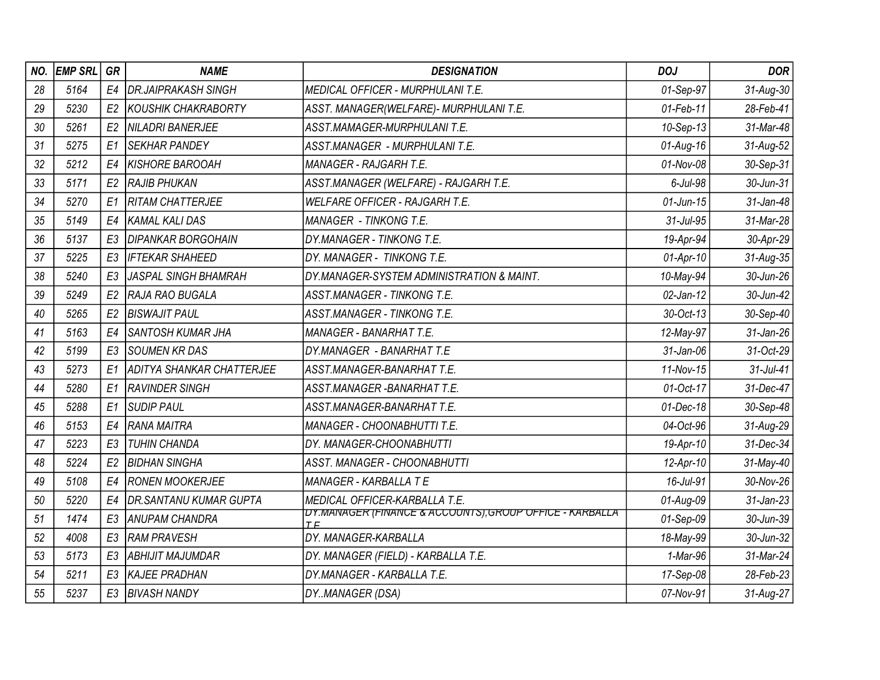| NO. | EMP SRL | GR | NAME | DESIGNATION | DOJ | DOR |
|---|---|---|---|---|---|---|
| 28 | 5164 | E4 | DR.JAIPRAKASH SINGH | MEDICAL OFFICER - MURPHULANI T.E. | 01-Sep-97 | 31-Aug-30 |
| 29 | 5230 | E2 | KOUSHIK CHAKRABORTY | ASST. MANAGER(WELFARE)- MURPHULANI T.E. | 01-Feb-11 | 28-Feb-41 |
| 30 | 5261 | E2 | NILADRI BANERJEE | ASST.MAMAGER-MURPHULANI T.E. | 10-Sep-13 | 31-Mar-48 |
| 31 | 5275 | E1 | SEKHAR PANDEY | ASST.MANAGER - MURPHULANI T.E. | 01-Aug-16 | 31-Aug-52 |
| 32 | 5212 | E4 | KISHORE BAROOAH | MANAGER - RAJGARH T.E. | 01-Nov-08 | 30-Sep-31 |
| 33 | 5171 | E2 | RAJIB PHUKAN | ASST.MANAGER (WELFARE) - RAJGARH T.E. | 6-Jul-98 | 30-Jun-31 |
| 34 | 5270 | E1 | RITAM CHATTERJEE | WELFARE OFFICER - RAJGARH T.E. | 01-Jun-15 | 31-Jan-48 |
| 35 | 5149 | E4 | KAMAL KALI DAS | MANAGER - TINKONG T.E. | 31-Jul-95 | 31-Mar-28 |
| 36 | 5137 | E3 | DIPANKAR BORGOHAIN | DY.MANAGER - TINKONG T.E. | 19-Apr-94 | 30-Apr-29 |
| 37 | 5225 | E3 | IFTEKAR SHAHEED | DY. MANAGER - TINKONG T.E. | 01-Apr-10 | 31-Aug-35 |
| 38 | 5240 | E3 | JASPAL SINGH BHAMRAH | DY.MANAGER-SYSTEM ADMINISTRATION & MAINT. | 10-May-94 | 30-Jun-26 |
| 39 | 5249 | E2 | RAJA RAO BUGALA | ASST.MANAGER - TINKONG T.E. | 02-Jan-12 | 30-Jun-42 |
| 40 | 5265 | E2 | BISWAJIT PAUL | ASST.MANAGER - TINKONG T.E. | 30-Oct-13 | 30-Sep-40 |
| 41 | 5163 | E4 | SANTOSH KUMAR JHA | MANAGER - BANARHAT T.E. | 12-May-97 | 31-Jan-26 |
| 42 | 5199 | E3 | SOUMEN KR DAS | DY.MANAGER - BANARHAT T.E | 31-Jan-06 | 31-Oct-29 |
| 43 | 5273 | E1 | ADITYA SHANKAR CHATTERJEE | ASST.MANAGER-BANARHAT T.E. | 11-Nov-15 | 31-Jul-41 |
| 44 | 5280 | E1 | RAVINDER SINGH | ASST.MANAGER -BANARHAT T.E. | 01-Oct-17 | 31-Dec-47 |
| 45 | 5288 | E1 | SUDIP PAUL | ASST.MANAGER-BANARHAT T.E. | 01-Dec-18 | 30-Sep-48 |
| 46 | 5153 | E4 | RANA MAITRA | MANAGER - CHOONABHUTTI T.E. | 04-Oct-96 | 31-Aug-29 |
| 47 | 5223 | E3 | TUHIN CHANDA | DY. MANAGER-CHOONABHUTTI | 19-Apr-10 | 31-Dec-34 |
| 48 | 5224 | E2 | BIDHAN SINGHA | ASST. MANAGER - CHOONABHUTTI | 12-Apr-10 | 31-May-40 |
| 49 | 5108 | E4 | RONEN MOOKERJEE | MANAGER - KARBALLA T E | 16-Jul-91 | 30-Nov-26 |
| 50 | 5220 | E4 | DR.SANTANU KUMAR GUPTA | MEDICAL OFFICER-KARBALLA T.E. | 01-Aug-09 | 31-Jan-23 |
| 51 | 1474 | E3 | ANUPAM CHANDRA | DY.MANAGER (FINANCE & ACCOUNTS),GROUP OFFICE - KARBALLA T.E | 01-Sep-09 | 30-Jun-39 |
| 52 | 4008 | E3 | RAM PRAVESH | DY. MANAGER-KARBALLA | 18-May-99 | 30-Jun-32 |
| 53 | 5173 | E3 | ABHIJIT MAJUMDAR | DY. MANAGER (FIELD) - KARBALLA T.E. | 1-Mar-96 | 31-Mar-24 |
| 54 | 5211 | E3 | KAJEE PRADHAN | DY.MANAGER - KARBALLA T.E. | 17-Sep-08 | 28-Feb-23 |
| 55 | 5237 | E3 | BIVASH NANDY | DY..MANAGER (DSA) | 07-Nov-91 | 31-Aug-27 |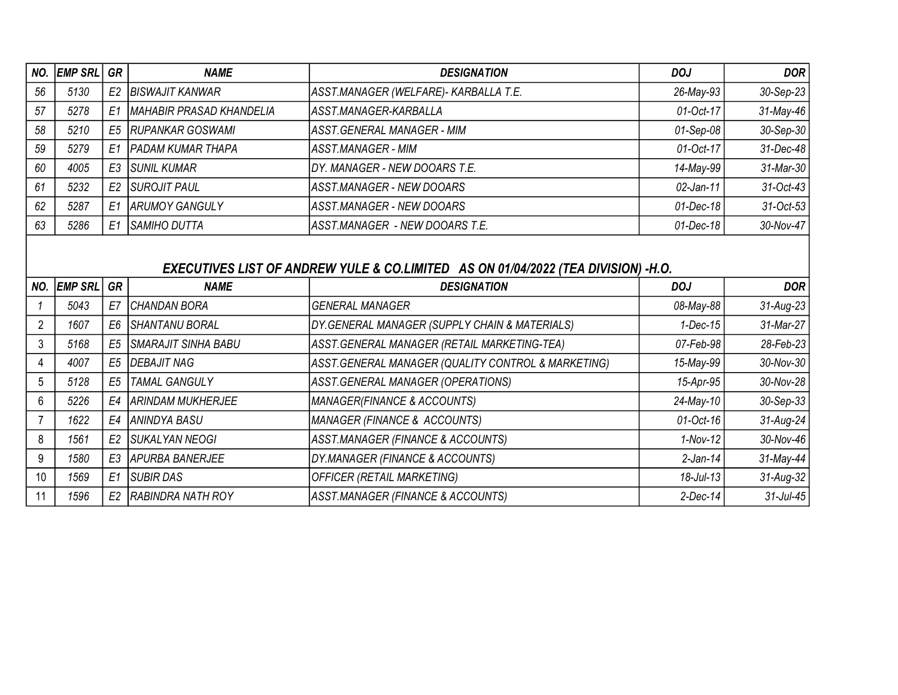| NO. | EMP SRL | GR | NAME | DESIGNATION | DOJ | DOR |
|---|---|---|---|---|---|---|
| 56 | 5130 | E2 | BISWAJIT KANWAR | ASST.MANAGER (WELFARE)- KARBALLA T.E. | 26-May-93 | 30-Sep-23 |
| 57 | 5278 | E1 | MAHABIR PRASAD KHANDELIA | ASST.MANAGER-KARBALLA | 01-Oct-17 | 31-May-46 |
| 58 | 5210 | E5 | RUPANKAR GOSWAMI | ASST.GENERAL MANAGER - MIM | 01-Sep-08 | 30-Sep-30 |
| 59 | 5279 | E1 | PADAM KUMAR THAPA | ASST.MANAGER - MIM | 01-Oct-17 | 31-Dec-48 |
| 60 | 4005 | E3 | SUNIL KUMAR | DY. MANAGER - NEW DOOARS T.E. | 14-May-99 | 31-Mar-30 |
| 61 | 5232 | E2 | SUROJIT PAUL | ASST.MANAGER - NEW DOOARS | 02-Jan-11 | 31-Oct-43 |
| 62 | 5287 | E1 | ARUMOY GANGULY | ASST.MANAGER - NEW DOOARS | 01-Dec-18 | 31-Oct-53 |
| 63 | 5286 | E1 | SAMIHO DUTTA | ASST.MANAGER - NEW DOOARS T.E. | 01-Dec-18 | 30-Nov-47 |

### *EXECUTIVES LIST OF ANDREW YULE & CO.LIMITED AS ON 01/04/2022 (TEA DIVISION) -H.O.*

| NO. | EMP SRL | GR | NAME | DESIGNATION | DOJ | DOR |
|---|---|---|---|---|---|---|
| 1 | 5043 | E7 | CHANDAN BORA | GENERAL MANAGER | 08-May-88 | 31-Aug-23 |
| 2 | 1607 | E6 | SHANTANU BORAL | DY.GENERAL MANAGER (SUPPLY CHAIN & MATERIALS) | 1-Dec-15 | 31-Mar-27 |
| 3 | 5168 | E5 | SMARAJIT SINHA BABU | ASST.GENERAL MANAGER (RETAIL MARKETING-TEA) | 07-Feb-98 | 28-Feb-23 |
| 4 | 4007 | E5 | DEBAJIT NAG | ASST.GENERAL MANAGER (QUALITY CONTROL & MARKETING) | 15-May-99 | 30-Nov-30 |
| 5 | 5128 | E5 | TAMAL GANGULY | ASST.GENERAL MANAGER (OPERATIONS) | 15-Apr-95 | 30-Nov-28 |
| 6 | 5226 | E4 | ARINDAM MUKHERJEE | MANAGER(FINANCE & ACCOUNTS) | 24-May-10 | 30-Sep-33 |
| 7 | 1622 | E4 | ANINDYA BASU | MANAGER (FINANCE & ACCOUNTS) | 01-Oct-16 | 31-Aug-24 |
| 8 | 1561 | E2 | SUKALYAN NEOGI | ASST.MANAGER (FINANCE & ACCOUNTS) | 1-Nov-12 | 30-Nov-46 |
| 9 | 1580 | E3 | APURBA BANERJEE | DY.MANAGER (FINANCE & ACCOUNTS) | 2-Jan-14 | 31-May-44 |
| 10 | 1569 | E1 | SUBIR DAS | OFFICER (RETAIL MARKETING) | 18-Jul-13 | 31-Aug-32 |
| 11 | 1596 | E2 | RABINDRA NATH ROY | ASST.MANAGER (FINANCE & ACCOUNTS) | 2-Dec-14 | 31-Jul-45 |